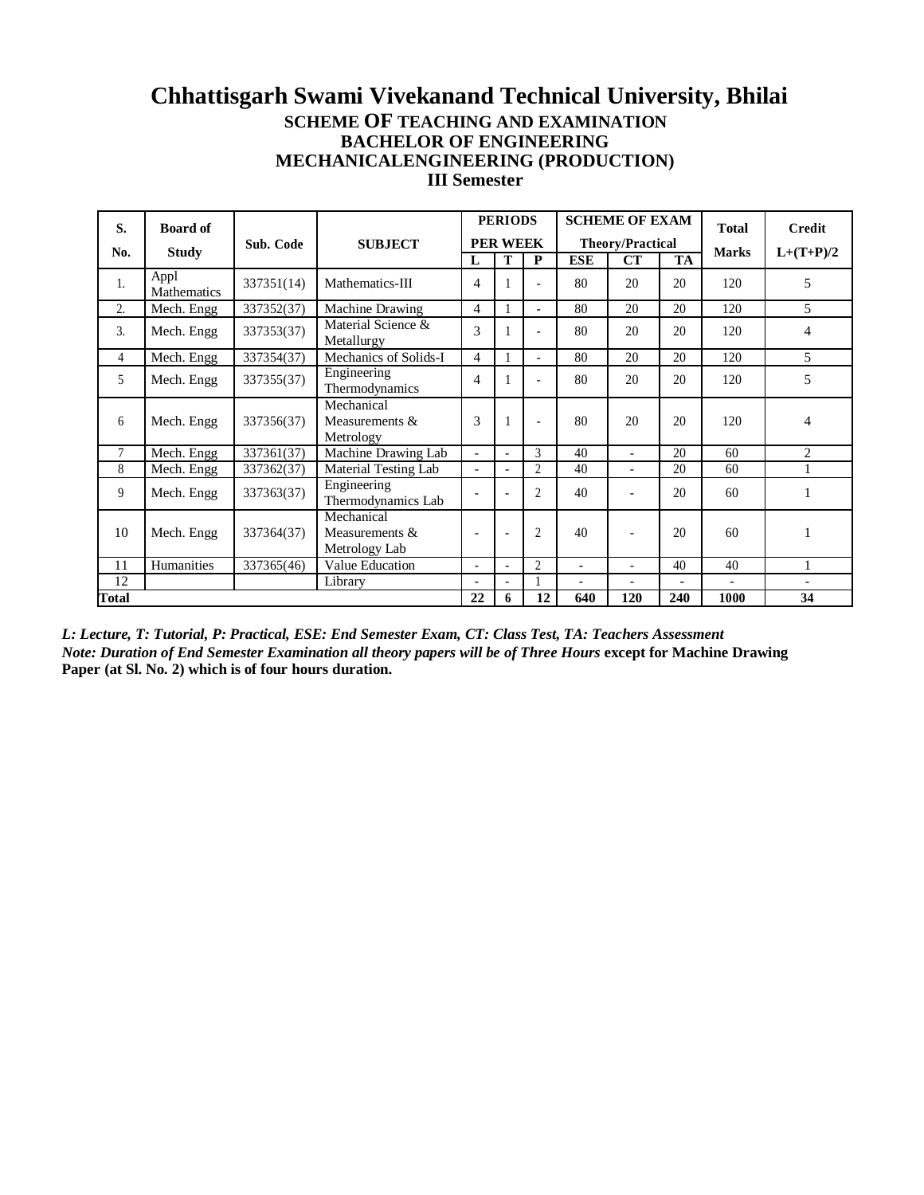# Chhattisgarh Swami Vivekanand Technical University, Bhilai

## SCHEME OF TEACHING AND EXAMINATION
## BACHELOR OF ENGINEERING
## MECHANICALENGINEERING (PRODUCTION)
## III Semester

| S. No. | Board of Study | Sub. Code | SUBJECT | PERIODS PER WEEK | | | SCHEME OF EXAM Theory/Practical | | | Total Marks | Credit L+(T+P)/2 |
|---|---|---|---|---|---|---|---|---|---|---|---|
| | | | | L | T | P | ESE | CT | TA | | |
| 1. | Appl Mathematics | 337351(14) | Mathematics-III | 4 | 1 | - | 80 | 20 | 20 | 120 | 5 |
| 2. | Mech. Engg | 337352(37) | Machine Drawing | 4 | 1 | - | 80 | 20 | 20 | 120 | 5 |
| 3. | Mech. Engg | 337353(37) | Material Science & Metallurgy | 3 | 1 | - | 80 | 20 | 20 | 120 | 4 |
| 4 | Mech. Engg | 337354(37) | Mechanics of Solids-I | 4 | 1 | - | 80 | 20 | 20 | 120 | 5 |
| 5 | Mech. Engg | 337355(37) | Engineering Thermodynamics | 4 | 1 | - | 80 | 20 | 20 | 120 | 5 |
| 6 | Mech. Engg | 337356(37) | Mechanical Measurements & Metrology | 3 | 1 | - | 80 | 20 | 20 | 120 | 4 |
| 7 | Mech. Engg | 337361(37) | Machine Drawing Lab | - | - | 3 | 40 | - | 20 | 60 | 2 |
| 8 | Mech. Engg | 337362(37) | Material Testing Lab | - | - | 2 | 40 | - | 20 | 60 | 1 |
| 9 | Mech. Engg | 337363(37) | Engineering Thermodynamics Lab | - | - | 2 | 40 | - | 20 | 60 | 1 |
| 10 | Mech. Engg | 337364(37) | Mechanical Measurements & Metrology Lab | - | - | 2 | 40 | - | 20 | 60 | 1 |
| 11 | Humanities | 337365(46) | Value Education | - | - | 2 | - | - | 40 | 40 | 1 |
| 12 | | | Library | - | - | 1 | - | - | - | - | - |
| **Total** | | | | **22** | **6** | **12** | **640** | **120** | **240** | **1000** | **34** |

*L: Lecture, T: Tutorial, P: Practical, ESE: End Semester Exam, CT: Class Test, TA: Teachers Assessment*

***Note: Duration of End Semester Examination all theory papers will be of Three Hours* except for Machine Drawing Paper (at Sl. No. 2) which is of four hours duration.**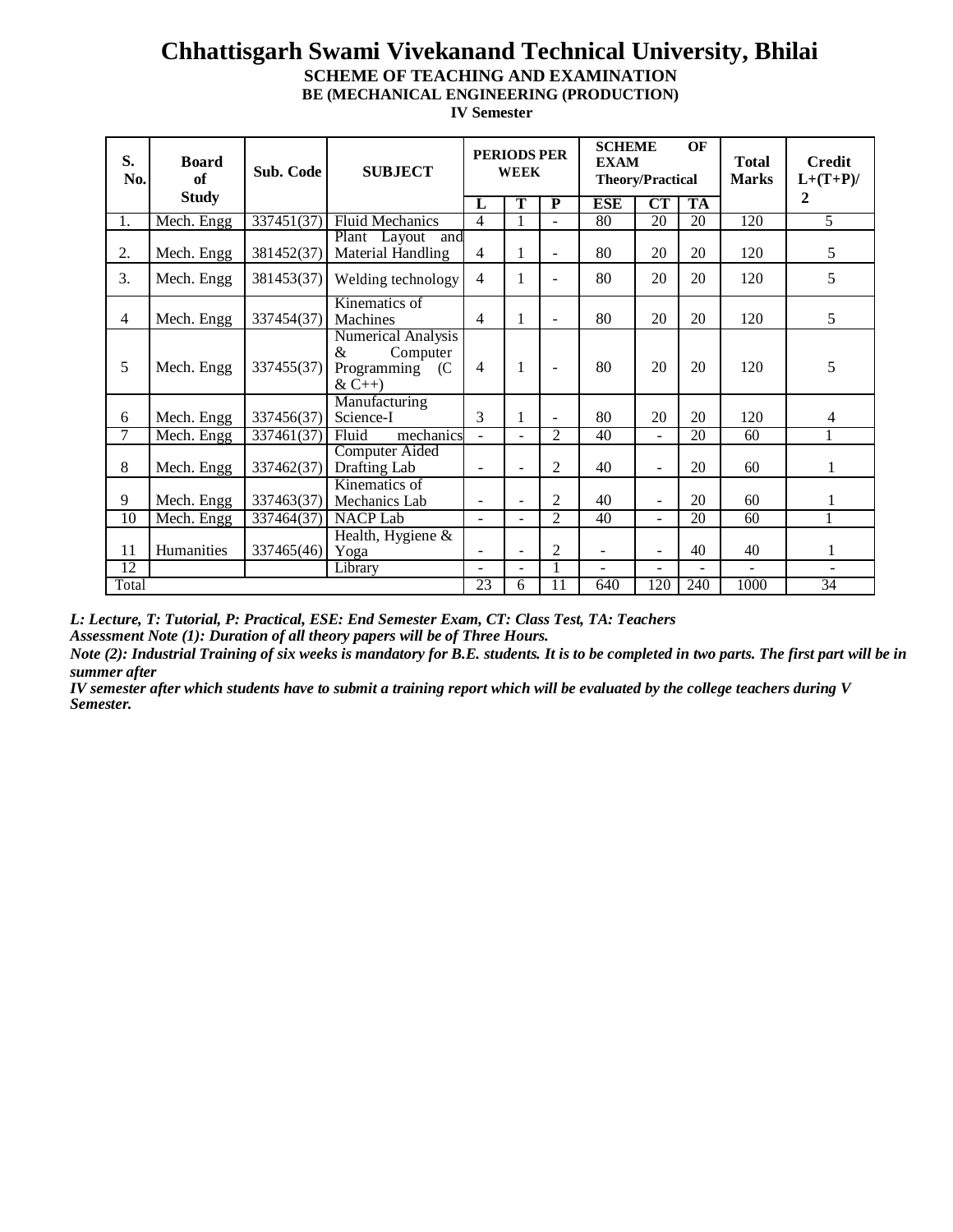# Chhattisgarh Swami Vivekanand Technical University, Bhilai

**SCHEME OF TEACHING AND EXAMINATION**

**BE (MECHANICAL ENGINEERING (PRODUCTION)**

**IV Semester**

| S. No. | Board of Study | Sub. Code | SUBJECT | PERIODS PER WEEK | | | SCHEME OF EXAM Theory/Practical | | | Total Marks | Credit L+(T+P)/ 2 |
|---|---|---|---|---|---|---|---|---|---|---|---|
| | | | | L | T | P | ESE | CT | TA | | |
| 1. | Mech. Engg | 337451(37) | Fluid Mechanics | 4 | 1 | - | 80 | 20 | 20 | 120 | 5 |
| 2. | Mech. Engg | 381452(37) | Plant Layout and Material Handling | 4 | 1 | - | 80 | 20 | 20 | 120 | 5 |
| 3. | Mech. Engg | 381453(37) | Welding technology | 4 | 1 | - | 80 | 20 | 20 | 120 | 5 |
| 4 | Mech. Engg | 337454(37) | Kinematics of Machines | 4 | 1 | - | 80 | 20 | 20 | 120 | 5 |
| 5 | Mech. Engg | 337455(37) | Numerical Analysis & Computer Programming (C & C++) | 4 | 1 | - | 80 | 20 | 20 | 120 | 5 |
| 6 | Mech. Engg | 337456(37) | Manufacturing Science-I | 3 | 1 | - | 80 | 20 | 20 | 120 | 4 |
| 7 | Mech. Engg | 337461(37) | Fluid mechanics | - | - | 2 | 40 | - | 20 | 60 | 1 |
| 8 | Mech. Engg | 337462(37) | Computer Aided Drafting Lab | - | - | 2 | 40 | - | 20 | 60 | 1 |
| 9 | Mech. Engg | 337463(37) | Kinematics of Mechanics Lab | - | - | 2 | 40 | - | 20 | 60 | 1 |
| 10 | Mech. Engg | 337464(37) | NACP Lab | - | - | 2 | 40 | - | 20 | 60 | 1 |
| 11 | Humanities | 337465(46) | Health, Hygiene & Yoga | - | - | 2 | - | - | 40 | 40 | 1 |
| 12 | | | Library | - | - | 1 | - | - | - | - | - |
| Total | | | | 23 | 6 | 11 | 640 | 120 | 240 | 1000 | 34 |

***L: Lecture, T: Tutorial, P: Practical, ESE: End Semester Exam, CT: Class Test, TA: Teachers***

***Assessment Note (1): Duration of all theory papers will be of Three Hours.***

***Note (2): Industrial Training of six weeks is mandatory for B.E. students. It is to be completed in two parts. The first part will be in summer after***

***IV semester after which students have to submit a training report which will be evaluated by the college teachers during V Semester.***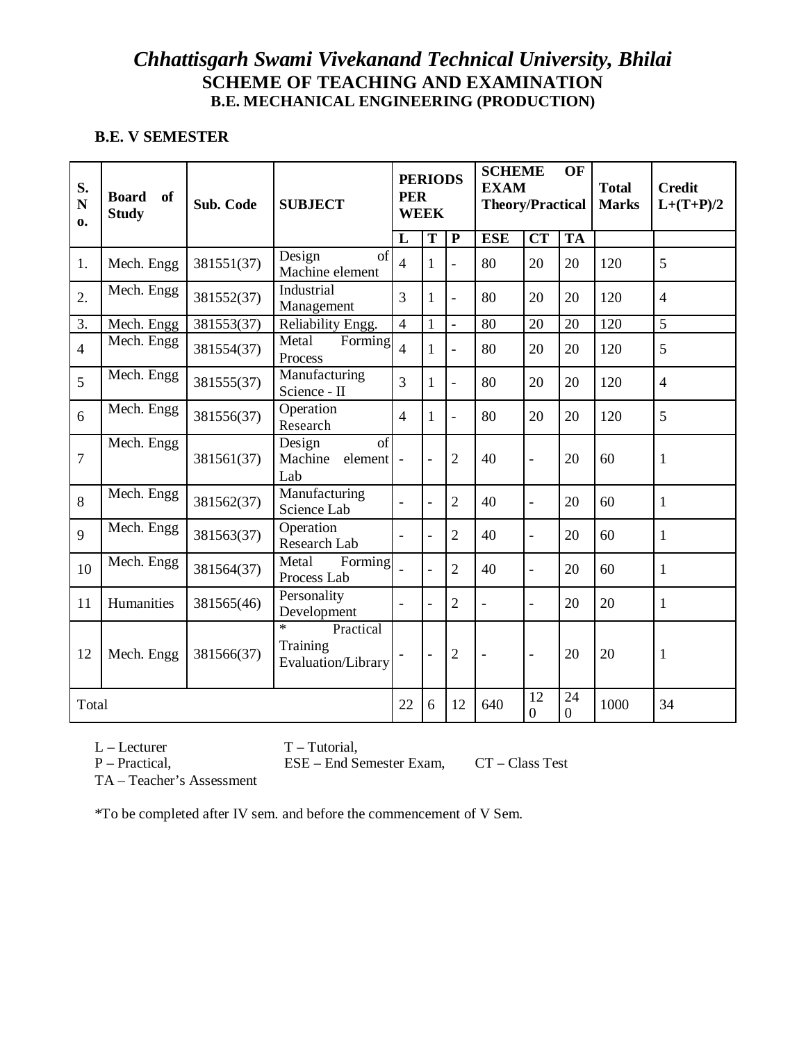# *Chhattisgarh Swami Vivekanand Technical University, Bhilai*

## SCHEME OF TEACHING AND EXAMINATION

### B.E. MECHANICAL ENGINEERING (PRODUCTION)

**B.E. V SEMESTER**

| S. No. | Board of Study | Sub. Code | SUBJECT | PERIODS PER WEEK | | | SCHEME OF EXAM Theory/Practical | | | Total Marks | Credit L+(T+P)/2 |
|---|---|---|---|---|---|---|---|---|---|---|---|
| | | | | L | T | P | ESE | CT | TA | | |
| 1. | Mech. Engg | 381551(37) | Design of Machine element | 4 | 1 | - | 80 | 20 | 20 | 120 | 5 |
| 2. | Mech. Engg | 381552(37) | Industrial Management | 3 | 1 | - | 80 | 20 | 20 | 120 | 4 |
| 3. | Mech. Engg | 381553(37) | Reliability Engg. | 4 | 1 | - | 80 | 20 | 20 | 120 | 5 |
| 4 | Mech. Engg | 381554(37) | Metal Forming Process | 4 | 1 | - | 80 | 20 | 20 | 120 | 5 |
| 5 | Mech. Engg | 381555(37) | Manufacturing Science - II | 3 | 1 | - | 80 | 20 | 20 | 120 | 4 |
| 6 | Mech. Engg | 381556(37) | Operation Research | 4 | 1 | - | 80 | 20 | 20 | 120 | 5 |
| 7 | Mech. Engg | 381561(37) | Design of Machine element Lab | - | - | 2 | 40 | - | 20 | 60 | 1 |
| 8 | Mech. Engg | 381562(37) | Manufacturing Science Lab | - | - | 2 | 40 | - | 20 | 60 | 1 |
| 9 | Mech. Engg | 381563(37) | Operation Research Lab | - | - | 2 | 40 | - | 20 | 60 | 1 |
| 10 | Mech. Engg | 381564(37) | Metal Forming Process Lab | - | - | 2 | 40 | - | 20 | 60 | 1 |
| 11 | Humanities | 381565(46) | Personality Development | - | - | 2 | - | - | 20 | 20 | 1 |
| 12 | Mech. Engg | 381566(37) | * Practical Training Evaluation/Library | - | - | 2 | - | - | 20 | 20 | 1 |
| Total | | | | 22 | 6 | 12 | 640 | 120 | 240 | 1000 | 34 |

L – Lecturer T – Tutorial,
P – Practical, ESE – End Semester Exam, CT – Class Test
TA – Teacher's Assessment

*To be completed after IV sem. and before the commencement of V Sem.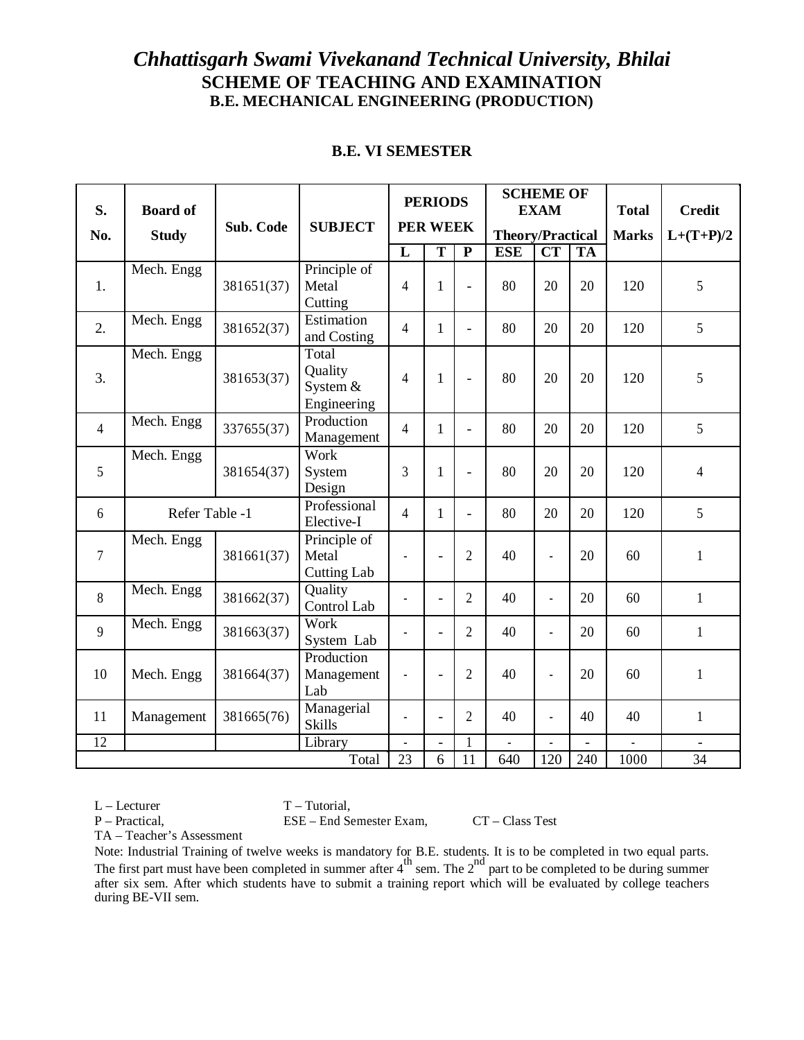# *Chhattisgarh Swami Vivekanand Technical University, Bhilai*

## SCHEME OF TEACHING AND EXAMINATION

### B.E. MECHANICAL ENGINEERING (PRODUCTION)

**B.E. VI SEMESTER**

| S. No. | Board of Study | Sub. Code | SUBJECT | PERIODS PER WEEK | | | SCHEME OF EXAM Theory/Practical | | | Total Marks | Credit L+(T+P)/2 |
|---|---|---|---|---|---|---|---|---|---|---|---|
| | | | | L | T | P | ESE | CT | TA | | |
| 1. | Mech. Engg | 381651(37) | Principle of Metal Cutting | 4 | 1 | - | 80 | 20 | 20 | 120 | 5 |
| 2. | Mech. Engg | 381652(37) | Estimation and Costing | 4 | 1 | - | 80 | 20 | 20 | 120 | 5 |
| 3. | Mech. Engg | 381653(37) | Total Quality System & Engineering | 4 | 1 | - | 80 | 20 | 20 | 120 | 5 |
| 4 | Mech. Engg | 337655(37) | Production Management | 4 | 1 | - | 80 | 20 | 20 | 120 | 5 |
| 5 | Mech. Engg | 381654(37) | Work System Design | 3 | 1 | - | 80 | 20 | 20 | 120 | 4 |
| 6 | Refer Table -1 | | Professional Elective-I | 4 | 1 | - | 80 | 20 | 20 | 120 | 5 |
| 7 | Mech. Engg | 381661(37) | Principle of Metal Cutting Lab | - | - | 2 | 40 | - | 20 | 60 | 1 |
| 8 | Mech. Engg | 381662(37) | Quality Control Lab | - | - | 2 | 40 | - | 20 | 60 | 1 |
| 9 | Mech. Engg | 381663(37) | Work System Lab | - | - | 2 | 40 | - | 20 | 60 | 1 |
| 10 | Mech. Engg | 381664(37) | Production Management Lab | - | - | 2 | 40 | - | 20 | 60 | 1 |
| 11 | Management | 381665(76) | Managerial Skills | - | - | 2 | 40 | - | 40 | 40 | 1 |
| 12 | | | Library | - | - | 1 | - | - | - | - | - |
| | | | Total | 23 | 6 | 11 | 640 | 120 | 240 | 1000 | 34 |

L – Lecturer T – Tutorial,
P – Practical, ESE – End Semester Exam, CT – Class Test
TA – Teacher's Assessment

Note: Industrial Training of twelve weeks is mandatory for B.E. students. It is to be completed in two equal parts. The first part must have been completed in summer after 4th sem. The 2nd part to be completed to be during summer after six sem. After which students have to submit a training report which will be evaluated by college teachers during BE-VII sem.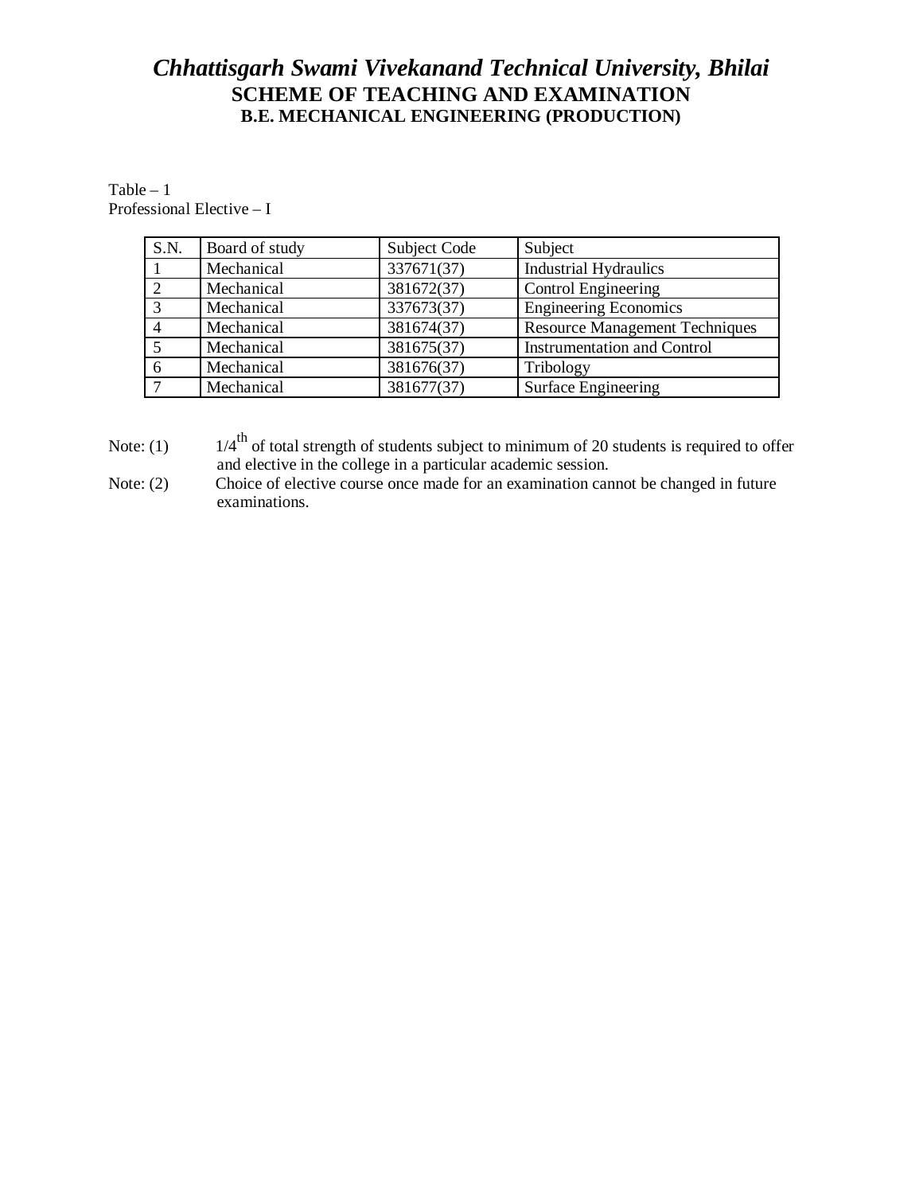# *Chhattisgarh Swami Vivekanand Technical University, Bhilai*

## SCHEME OF TEACHING AND EXAMINATION

### B.E. MECHANICAL ENGINEERING (PRODUCTION)

Table – 1
Professional Elective – I

| S.N. | Board of study | Subject Code | Subject |
|---|---|---|---|
| 1 | Mechanical | 337671(37) | Industrial Hydraulics |
| 2 | Mechanical | 381672(37) | Control Engineering |
| 3 | Mechanical | 337673(37) | Engineering Economics |
| 4 | Mechanical | 381674(37) | Resource Management Techniques |
| 5 | Mechanical | 381675(37) | Instrumentation and Control |
| 6 | Mechanical | 381676(37) | Tribology |
| 7 | Mechanical | 381677(37) | Surface Engineering |

Note: (1) 1/4th of total strength of students subject to minimum of 20 students is required to offer and elective in the college in a particular academic session.

Note: (2) Choice of elective course once made for an examination cannot be changed in future examinations.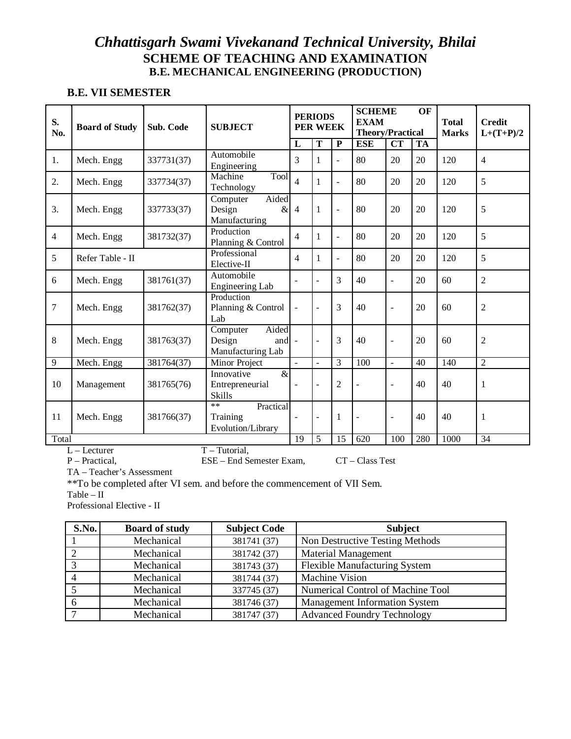# *Chhattisgarh Swami Vivekanand Technical University, Bhilai*

## SCHEME OF TEACHING AND EXAMINATION

### B.E. MECHANICAL ENGINEERING (PRODUCTION)

**B.E. VII SEMESTER**

| S. No. | Board of Study | Sub. Code | SUBJECT | PERIODS PER WEEK | | | SCHEME OF EXAM Theory/Practical | | | Total Marks | Credit L+(T+P)/2 |
|---|---|---|---|---|---|---|---|---|---|---|---|
| | | | | L | T | P | ESE | CT | TA | | |
| 1. | Mech. Engg | 337731(37) | Automobile Engineering | 3 | 1 | - | 80 | 20 | 20 | 120 | 4 |
| 2. | Mech. Engg | 337734(37) | Machine Tool Technology | 4 | 1 | - | 80 | 20 | 20 | 120 | 5 |
| 3. | Mech. Engg | 337733(37) | Computer Aided Design & Manufacturing | 4 | 1 | - | 80 | 20 | 20 | 120 | 5 |
| 4 | Mech. Engg | 381732(37) | Production Planning & Control | 4 | 1 | - | 80 | 20 | 20 | 120 | 5 |
| 5 | Refer Table - II | | Professional Elective-II | 4 | 1 | - | 80 | 20 | 20 | 120 | 5 |
| 6 | Mech. Engg | 381761(37) | Automobile Engineering Lab | - | - | 3 | 40 | - | 20 | 60 | 2 |
| 7 | Mech. Engg | 381762(37) | Production Planning & Control Lab | - | - | 3 | 40 | - | 20 | 60 | 2 |
| 8 | Mech. Engg | 381763(37) | Computer Aided Design and Manufacturing Lab | - | - | 3 | 40 | - | 20 | 60 | 2 |
| 9 | Mech. Engg | 381764(37) | Minor Project | - | - | 3 | 100 | - | 40 | 140 | 2 |
| 10 | Management | 381765(76) | Innovative & Entrepreneurial Skills | - | - | 2 | - | - | 40 | 40 | 1 |
| 11 | Mech. Engg | 381766(37) | ** Practical Training Evolution/Library | - | - | 1 | - | - | 40 | 40 | 1 |
| Total | | | | 19 | 5 | 15 | 620 | 100 | 280 | 1000 | 34 |

L – Lecturer T – Tutorial,
P – Practical, ESE – End Semester Exam, CT – Class Test
TA – Teacher's Assessment

**To be completed after VI sem. and before the commencement of VII Sem.

Table – II

Professional Elective - II

| S.No. | Board of study | Subject Code | Subject |
|---|---|---|---|
| 1 | Mechanical | 381741 (37) | Non Destructive Testing Methods |
| 2 | Mechanical | 381742 (37) | Material Management |
| 3 | Mechanical | 381743 (37) | Flexible Manufacturing System |
| 4 | Mechanical | 381744 (37) | Machine Vision |
| 5 | Mechanical | 337745 (37) | Numerical Control of Machine Tool |
| 6 | Mechanical | 381746 (37) | Management Information System |
| 7 | Mechanical | 381747 (37) | Advanced Foundry Technology |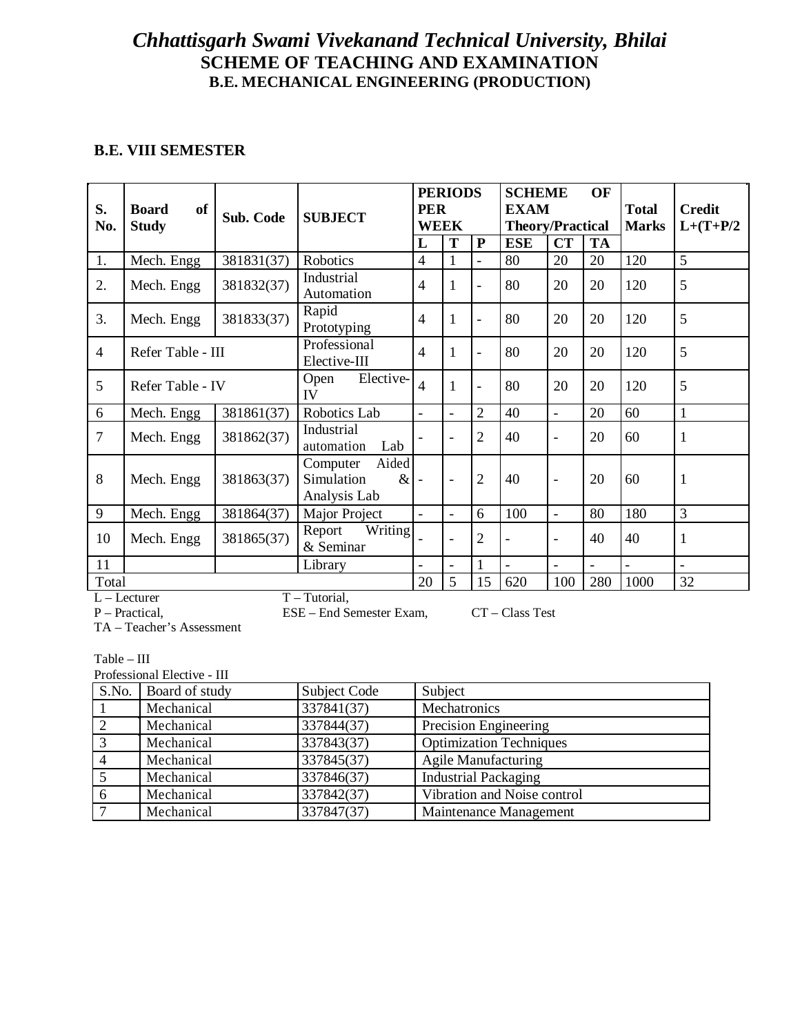# *Chhattisgarh Swami Vivekanand Technical University, Bhilai*

## SCHEME OF TEACHING AND EXAMINATION

### B.E. MECHANICAL ENGINEERING (PRODUCTION)

**B.E. VIII SEMESTER**

| S. No. | Board of Study | Sub. Code | SUBJECT | PERIODS PER WEEK | | | SCHEME OF EXAM Theory/Practical | | | Total Marks | Credit L+(T+P/2 |
|---|---|---|---|---|---|---|---|---|---|---|---|
| | | | | L | T | P | ESE | CT | TA | | |
| 1. | Mech. Engg | 381831(37) | Robotics | 4 | 1 | - | 80 | 20 | 20 | 120 | 5 |
| 2. | Mech. Engg | 381832(37) | Industrial Automation | 4 | 1 | - | 80 | 20 | 20 | 120 | 5 |
| 3. | Mech. Engg | 381833(37) | Rapid Prototyping | 4 | 1 | - | 80 | 20 | 20 | 120 | 5 |
| 4 | Refer Table - III | | Professional Elective-III | 4 | 1 | - | 80 | 20 | 20 | 120 | 5 |
| 5 | Refer Table - IV | | Open Elective-IV | 4 | 1 | - | 80 | 20 | 20 | 120 | 5 |
| 6 | Mech. Engg | 381861(37) | Robotics Lab | - | - | 2 | 40 | - | 20 | 60 | 1 |
| 7 | Mech. Engg | 381862(37) | Industrial automation Lab | - | - | 2 | 40 | - | 20 | 60 | 1 |
| 8 | Mech. Engg | 381863(37) | Computer Aided Simulation & Analysis Lab | - | - | 2 | 40 | - | 20 | 60 | 1 |
| 9 | Mech. Engg | 381864(37) | Major Project | - | - | 6 | 100 | - | 80 | 180 | 3 |
| 10 | Mech. Engg | 381865(37) | Report Writing & Seminar | - | - | 2 | - | - | 40 | 40 | 1 |
| 11 | | | Library | - | - | 1 | - | - | - | - | - |
| Total | | | | 20 | 5 | 15 | 620 | 100 | 280 | 1000 | 32 |

L – Lecturer T – Tutorial,
P – Practical, ESE – End Semester Exam, CT – Class Test
TA – Teacher's Assessment

Table – III
Professional Elective - III

| S.No. | Board of study | Subject Code | Subject |
|---|---|---|---|
| 1 | Mechanical | 337841(37) | Mechatronics |
| 2 | Mechanical | 337844(37) | Precision Engineering |
| 3 | Mechanical | 337843(37) | Optimization Techniques |
| 4 | Mechanical | 337845(37) | Agile Manufacturing |
| 5 | Mechanical | 337846(37) | Industrial Packaging |
| 6 | Mechanical | 337842(37) | Vibration and Noise control |
| 7 | Mechanical | 337847(37) | Maintenance Management |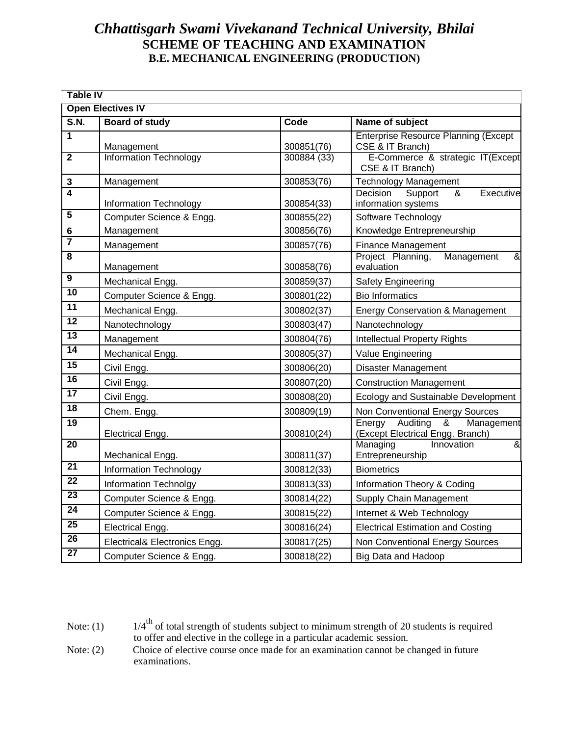# *Chhattisgarh Swami Vivekanand Technical University, Bhilai*

## SCHEME OF TEACHING AND EXAMINATION

### B.E. MECHANICAL ENGINEERING (PRODUCTION)

**Table IV**

**Open Electives IV**

| S.N. | Board of study | Code | Name of subject |
|---|---|---|---|
| 1 | Management | 300851(76) | Enterprise Resource Planning (Except CSE & IT Branch) |
| 2 | Information Technology | 300884 (33) | E-Commerce & strategic IT(Except CSE & IT Branch) |
| 3 | Management | 300853(76) | Technology Management |
| 4 | Information Technology | 300854(33) | Decision Support & Executive information systems |
| 5 | Computer Science & Engg. | 300855(22) | Software Technology |
| 6 | Management | 300856(76) | Knowledge Entrepreneurship |
| 7 | Management | 300857(76) | Finance Management |
| 8 | Management | 300858(76) | Project Planning, Management & evaluation |
| 9 | Mechanical Engg. | 300859(37) | Safety Engineering |
| 10 | Computer Science & Engg. | 300801(22) | Bio Informatics |
| 11 | Mechanical Engg. | 300802(37) | Energy Conservation & Management |
| 12 | Nanotechnology | 300803(47) | Nanotechnology |
| 13 | Management | 300804(76) | Intellectual Property Rights |
| 14 | Mechanical Engg. | 300805(37) | Value Engineering |
| 15 | Civil Engg. | 300806(20) | Disaster Management |
| 16 | Civil Engg. | 300807(20) | Construction Management |
| 17 | Civil Engg. | 300808(20) | Ecology and Sustainable Development |
| 18 | Chem. Engg. | 300809(19) | Non Conventional Energy Sources |
| 19 | Electrical Engg. | 300810(24) | Energy Auditing & Management (Except Electrical Engg. Branch) |
| 20 | Mechanical Engg. | 300811(37) | Managing Innovation & Entrepreneurship |
| 21 | Information Technology | 300812(33) | Biometrics |
| 22 | Information Technolgy | 300813(33) | Information Theory & Coding |
| 23 | Computer Science & Engg. | 300814(22) | Supply Chain Management |
| 24 | Computer Science & Engg. | 300815(22) | Internet & Web Technology |
| 25 | Electrical Engg. | 300816(24) | Electrical Estimation and Costing |
| 26 | Electrical& Electronics Engg. | 300817(25) | Non Conventional Energy Sources |
| 27 | Computer Science & Engg. | 300818(22) | Big Data and Hadoop |

Note: (1) $1/4^{th}$ of total strength of students subject to minimum strength of 20 students is required to offer and elective in the college in a particular academic session.

Note: (2) Choice of elective course once made for an examination cannot be changed in future examinations.